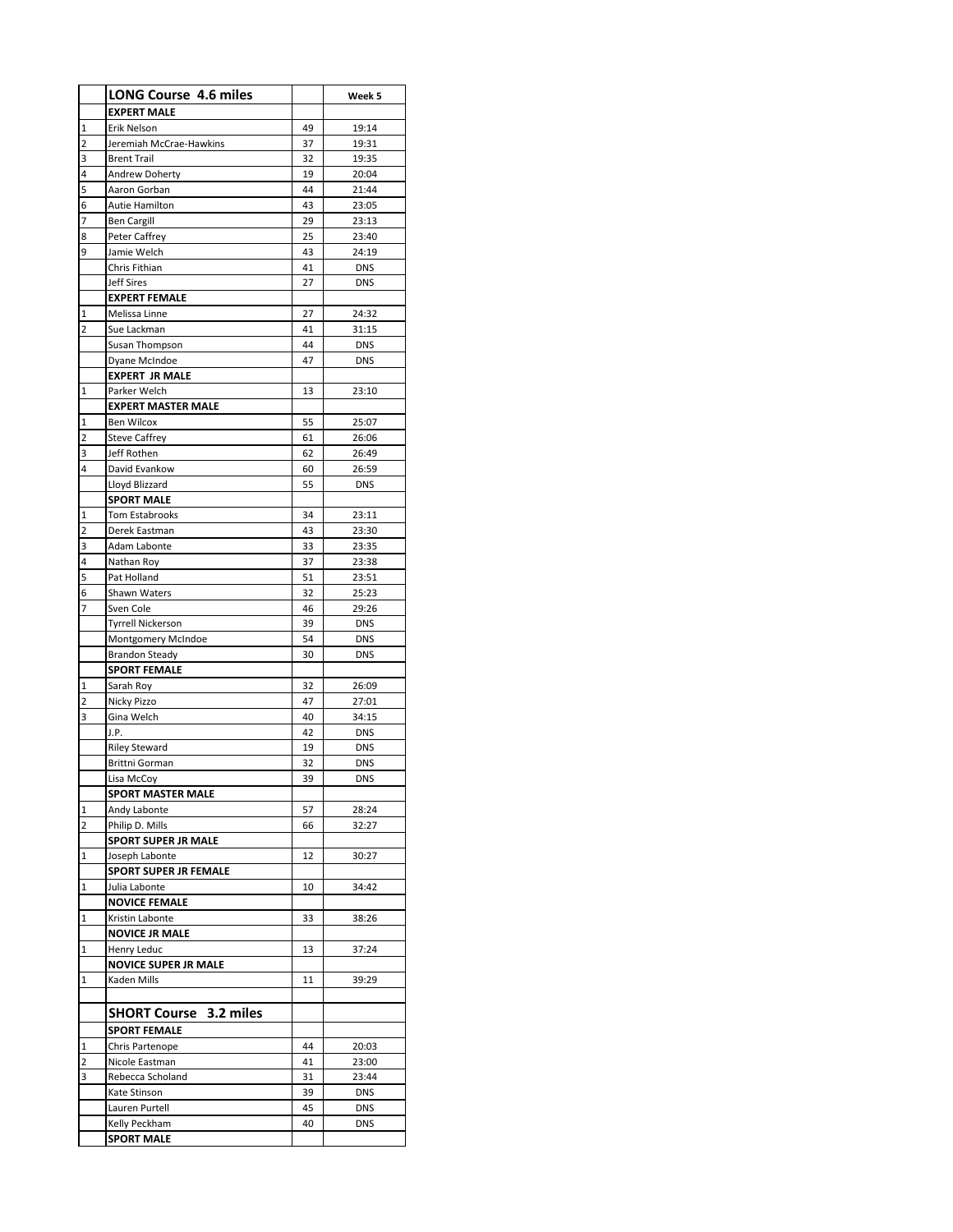| | LONG Course 4.6 miles | | Week 5 |
|---|---|---|---|
| | **EXPERT MALE** | | |
| 1 | Erik Nelson | 49 | 19:14 |
| 2 | Jeremiah McCrae-Hawkins | 37 | 19:31 |
| 3 | Brent Trail | 32 | 19:35 |
| 4 | Andrew Doherty | 19 | 20:04 |
| 5 | Aaron Gorban | 44 | 21:44 |
| 6 | Autie Hamilton | 43 | 23:05 |
| 7 | Ben Cargill | 29 | 23:13 |
| 8 | Peter Caffrey | 25 | 23:40 |
| 9 | Jamie Welch | 43 | 24:19 |
| | Chris Fithian | 41 | DNS |
| | Jeff Sires | 27 | DNS |
| | **EXPERT FEMALE** | | |
| 1 | Melissa Linne | 27 | 24:32 |
| 2 | Sue Lackman | 41 | 31:15 |
| | Susan Thompson | 44 | DNS |
| | Dyane McIndoe | 47 | DNS |
| | **EXPERT JR MALE** | | |
| 1 | Parker Welch | 13 | 23:10 |
| | **EXPERT MASTER MALE** | | |
| 1 | Ben Wilcox | 55 | 25:07 |
| 2 | Steve Caffrey | 61 | 26:06 |
| 3 | Jeff Rothen | 62 | 26:49 |
| 4 | David Evankow | 60 | 26:59 |
| | Lloyd Blizzard | 55 | DNS |
| | **SPORT MALE** | | |
| 1 | Tom Estabrooks | 34 | 23:11 |
| 2 | Derek Eastman | 43 | 23:30 |
| 3 | Adam Labonte | 33 | 23:35 |
| 4 | Nathan Roy | 37 | 23:38 |
| 5 | Pat Holland | 51 | 23:51 |
| 6 | Shawn Waters | 32 | 25:23 |
| 7 | Sven Cole | 46 | 29:26 |
| | Tyrrell Nickerson | 39 | DNS |
| | Montgomery McIndoe | 54 | DNS |
| | Brandon Steady | 30 | DNS |
| | **SPORT FEMALE** | | |
| 1 | Sarah Roy | 32 | 26:09 |
| 2 | Nicky Pizzo | 47 | 27:01 |
| 3 | Gina Welch | 40 | 34:15 |
| | J.P. | 42 | DNS |
| | Riley Steward | 19 | DNS |
| | Brittni Gorman | 32 | DNS |
| | Lisa McCoy | 39 | DNS |
| | **SPORT MASTER MALE** | | |
| 1 | Andy Labonte | 57 | 28:24 |
| 2 | Philip D. Mills | 66 | 32:27 |
| | **SPORT SUPER JR MALE** | | |
| 1 | Joseph Labonte | 12 | 30:27 |
| | **SPORT SUPER JR FEMALE** | | |
| 1 | Julia Labonte | 10 | 34:42 |
| | **NOVICE FEMALE** | | |
| 1 | Kristin Labonte | 33 | 38:26 |
| | **NOVICE JR MALE** | | |
| 1 | Henry Leduc | 13 | 37:24 |
| | **NOVICE SUPER JR MALE** | | |
| 1 | Kaden Mills | 11 | 39:29 |
| | | | |
| | **SHORT Course 3.2 miles** | | |
| | **SPORT FEMALE** | | |
| 1 | Chris Partenope | 44 | 20:03 |
| 2 | Nicole Eastman | 41 | 23:00 |
| 3 | Rebecca Scholand | 31 | 23:44 |
| | Kate Stinson | 39 | DNS |
| | Lauren Purtell | 45 | DNS |
| | Kelly Peckham | 40 | DNS |
| | **SPORT MALE** | | |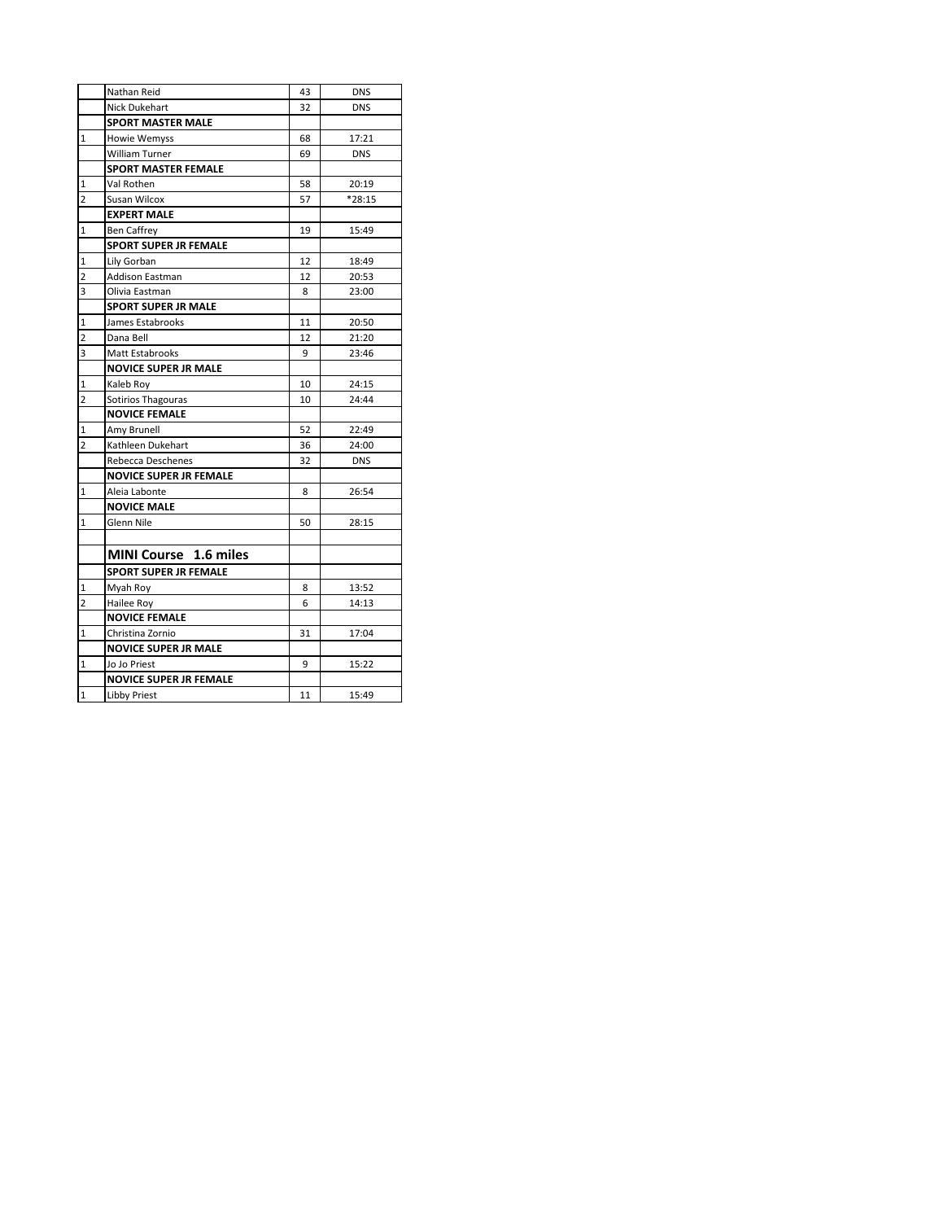| | | | |
|---|---|---|---|
| | Nathan Reid | 43 | DNS |
| | Nick Dukehart | 32 | DNS |
| | **SPORT MASTER MALE** | | |
| 1 | Howie Wemyss | 68 | 17:21 |
| | William Turner | 69 | DNS |
| | **SPORT MASTER FEMALE** | | |
| 1 | Val Rothen | 58 | 20:19 |
| 2 | Susan Wilcox | 57 | *28:15 |
| | **EXPERT MALE** | | |
| 1 | Ben Caffrey | 19 | 15:49 |
| | **SPORT SUPER JR FEMALE** | | |
| 1 | Lily Gorban | 12 | 18:49 |
| 2 | Addison Eastman | 12 | 20:53 |
| 3 | Olivia Eastman | 8 | 23:00 |
| | **SPORT SUPER JR MALE** | | |
| 1 | James Estabrooks | 11 | 20:50 |
| 2 | Dana Bell | 12 | 21:20 |
| 3 | Matt Estabrooks | 9 | 23:46 |
| | **NOVICE SUPER JR MALE** | | |
| 1 | Kaleb Roy | 10 | 24:15 |
| 2 | Sotirios Thagouras | 10 | 24:44 |
| | **NOVICE FEMALE** | | |
| 1 | Amy Brunell | 52 | 22:49 |
| 2 | Kathleen Dukehart | 36 | 24:00 |
| | Rebecca Deschenes | 32 | DNS |
| | **NOVICE SUPER JR FEMALE** | | |
| 1 | Aleia Labonte | 8 | 26:54 |
| | **NOVICE MALE** | | |
| 1 | Glenn Nile | 50 | 28:15 |
| | | | |
| | **MINI Course 1.6 miles** | | |
| | **SPORT SUPER JR FEMALE** | | |
| 1 | Myah Roy | 8 | 13:52 |
| 2 | Hailee Roy | 6 | 14:13 |
| | **NOVICE FEMALE** | | |
| 1 | Christina Zornio | 31 | 17:04 |
| | **NOVICE SUPER JR MALE** | | |
| 1 | Jo Jo Priest | 9 | 15:22 |
| | **NOVICE SUPER JR FEMALE** | | |
| 1 | Libby Priest | 11 | 15:49 |